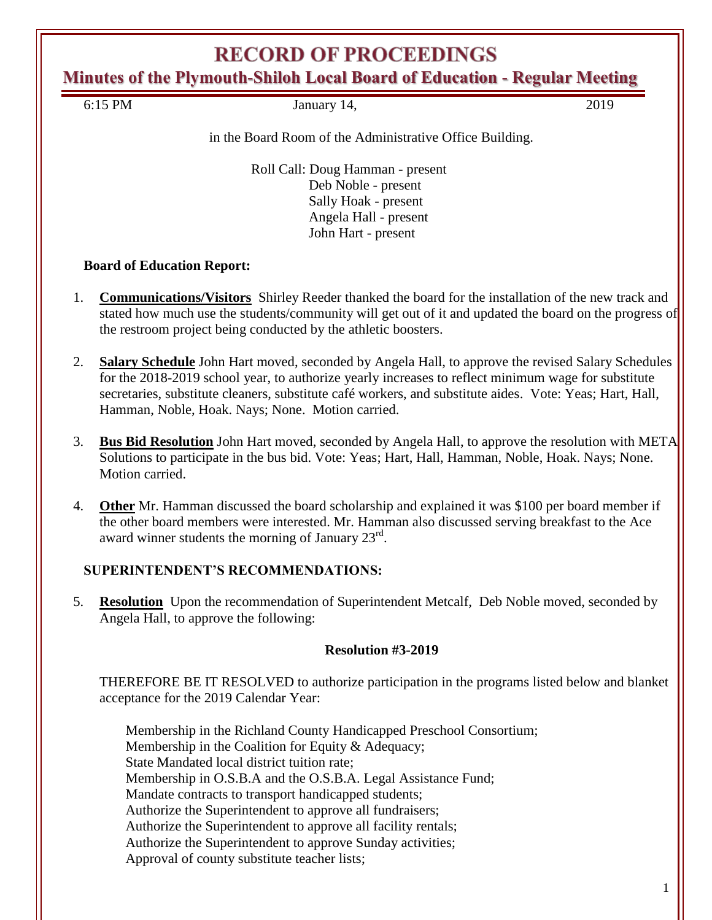# RECORD OF PROCEEDINGS

## Minutes of the Plymouth-Shiloh Local Board of Education - Regular Meeting

6:15 PM January 14, 2019

in the Board Room of the Administrative Office Building.

Roll Call: Doug Hamman - present
Deb Noble - present
Sally Hoak - present
Angela Hall - present
John Hart - present

**Board of Education Report:**

1. **Communications/Visitors** Shirley Reeder thanked the board for the installation of the new track and stated how much use the students/community will get out of it and updated the board on the progress of the restroom project being conducted by the athletic boosters.

2. **Salary Schedule** John Hart moved, seconded by Angela Hall, to approve the revised Salary Schedules for the 2018-2019 school year, to authorize yearly increases to reflect minimum wage for substitute secretaries, substitute cleaners, substitute café workers, and substitute aides. Vote: Yeas; Hart, Hall, Hamman, Noble, Hoak. Nays; None. Motion carried.

3. **Bus Bid Resolution** John Hart moved, seconded by Angela Hall, to approve the resolution with META Solutions to participate in the bus bid. Vote: Yeas; Hart, Hall, Hamman, Noble, Hoak. Nays; None. Motion carried.

4. **Other** Mr. Hamman discussed the board scholarship and explained it was $100 per board member if the other board members were interested. Mr. Hamman also discussed serving breakfast to the Ace award winner students the morning of January 23rd.

**SUPERINTENDENT'S RECOMMENDATIONS:**

5. **Resolution** Upon the recommendation of Superintendent Metcalf, Deb Noble moved, seconded by Angela Hall, to approve the following:

**Resolution #3-2019**

THEREFORE BE IT RESOLVED to authorize participation in the programs listed below and blanket acceptance for the 2019 Calendar Year:

Membership in the Richland County Handicapped Preschool Consortium;
Membership in the Coalition for Equity & Adequacy;
State Mandated local district tuition rate;
Membership in O.S.B.A and the O.S.B.A. Legal Assistance Fund;
Mandate contracts to transport handicapped students;
Authorize the Superintendent to approve all fundraisers;
Authorize the Superintendent to approve all facility rentals;
Authorize the Superintendent to approve Sunday activities;
Approval of county substitute teacher lists;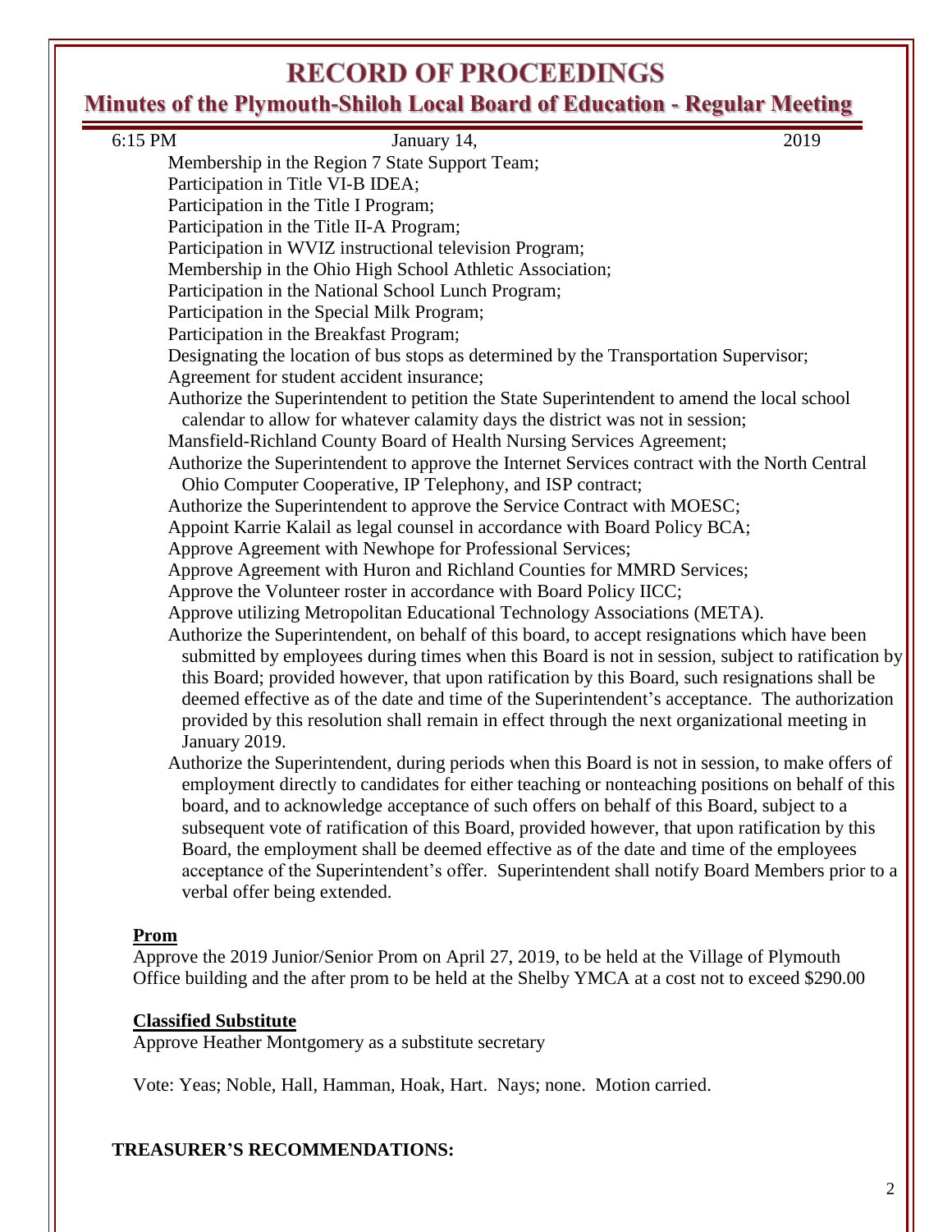6:15 PM January 14, 2019

Membership in the Region 7 State Support Team;
Participation in Title VI-B IDEA;
Participation in the Title I Program;
Participation in the Title II-A Program;
Participation in WVIZ instructional television Program;
Membership in the Ohio High School Athletic Association;
Participation in the National School Lunch Program;
Participation in the Special Milk Program;
Participation in the Breakfast Program;
Designating the location of bus stops as determined by the Transportation Supervisor;
Agreement for student accident insurance;
Authorize the Superintendent to petition the State Superintendent to amend the local school calendar to allow for whatever calamity days the district was not in session;
Mansfield-Richland County Board of Health Nursing Services Agreement;
Authorize the Superintendent to approve the Internet Services contract with the North Central Ohio Computer Cooperative, IP Telephony, and ISP contract;
Authorize the Superintendent to approve the Service Contract with MOESC;
Appoint Karrie Kalail as legal counsel in accordance with Board Policy BCA;
Approve Agreement with Newhope for Professional Services;
Approve Agreement with Huron and Richland Counties for MMRD Services;
Approve the Volunteer roster in accordance with Board Policy IICC;
Approve utilizing Metropolitan Educational Technology Associations (META).
Authorize the Superintendent, on behalf of this board, to accept resignations which have been submitted by employees during times when this Board is not in session, subject to ratification by this Board; provided however, that upon ratification by this Board, such resignations shall be deemed effective as of the date and time of the Superintendent's acceptance. The authorization provided by this resolution shall remain in effect through the next organizational meeting in January 2019.
Authorize the Superintendent, during periods when this Board is not in session, to make offers of employment directly to candidates for either teaching or nonteaching positions on behalf of this board, and to acknowledge acceptance of such offers on behalf of this Board, subject to a subsequent vote of ratification of this Board, provided however, that upon ratification by this Board, the employment shall be deemed effective as of the date and time of the employees acceptance of the Superintendent's offer. Superintendent shall notify Board Members prior to a verbal offer being extended.

**Prom**

Approve the 2019 Junior/Senior Prom on April 27, 2019, to be held at the Village of Plymouth Office building and the after prom to be held at the Shelby YMCA at a cost not to exceed $290.00

**Classified Substitute**

Approve Heather Montgomery as a substitute secretary

Vote: Yeas; Noble, Hall, Hamman, Hoak, Hart. Nays; none. Motion carried.

**TREASURER'S RECOMMENDATIONS:**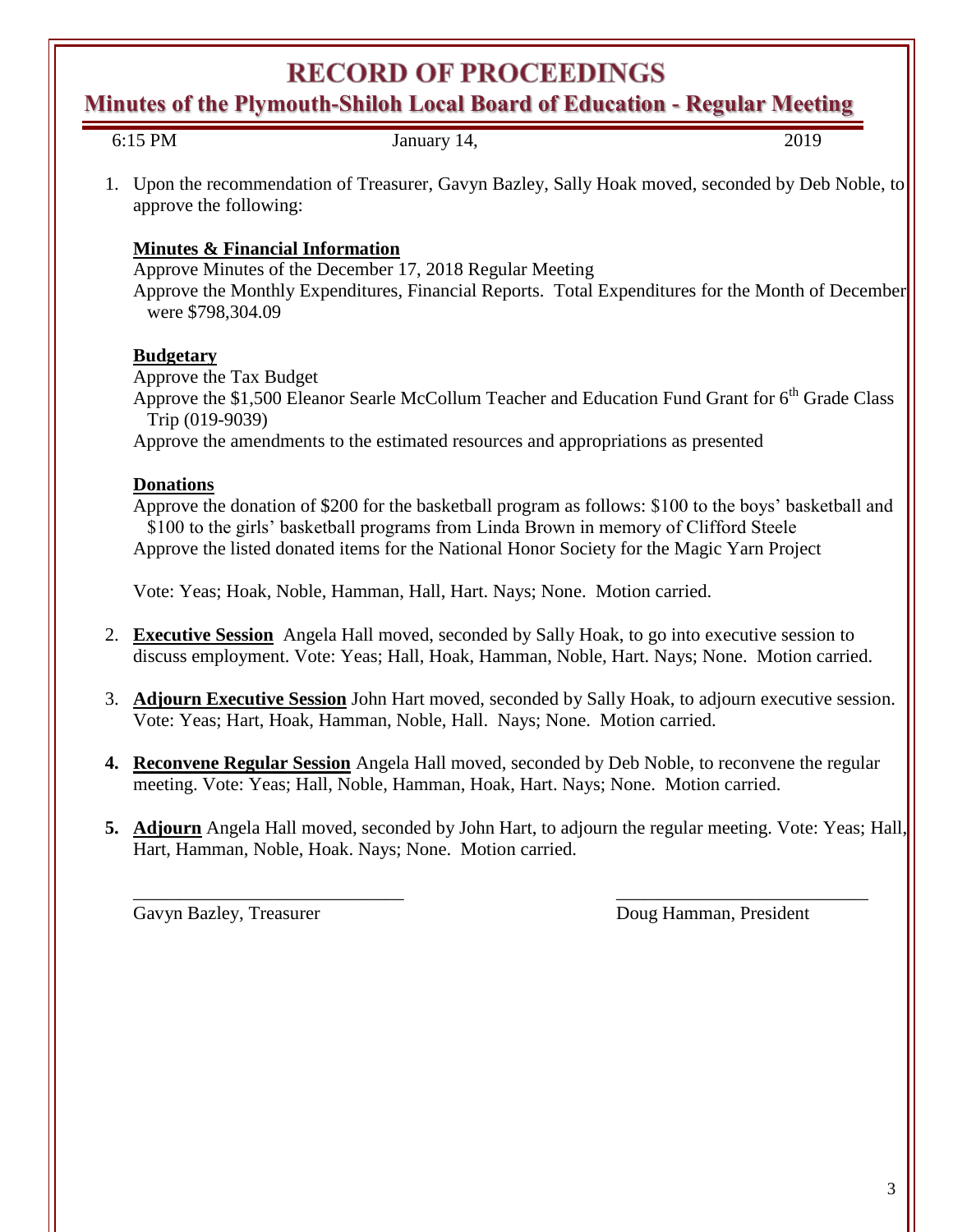# RECORD OF PROCEEDINGS

## Minutes of the Plymouth-Shiloh Local Board of Education - Regular Meeting

6:15 PM January 14, 2019

1. Upon the recommendation of Treasurer, Gavyn Bazley, Sally Hoak moved, seconded by Deb Noble, to approve the following:

   **Minutes & Financial Information**
   Approve Minutes of the December 17, 2018 Regular Meeting
   Approve the Monthly Expenditures, Financial Reports. Total Expenditures for the Month of December were $798,304.09

   **Budgetary**
   Approve the Tax Budget
   Approve the $1,500 Eleanor Searle McCollum Teacher and Education Fund Grant for 6th Grade Class Trip (019-9039)
   Approve the amendments to the estimated resources and appropriations as presented

   **Donations**
   Approve the donation of $200 for the basketball program as follows: $100 to the boys' basketball and $100 to the girls' basketball programs from Linda Brown in memory of Clifford Steele
   Approve the listed donated items for the National Honor Society for the Magic Yarn Project

   Vote: Yeas; Hoak, Noble, Hamman, Hall, Hart. Nays; None. Motion carried.

2. **Executive Session** Angela Hall moved, seconded by Sally Hoak, to go into executive session to discuss employment. Vote: Yeas; Hall, Hoak, Hamman, Noble, Hart. Nays; None. Motion carried.

3. **Adjourn Executive Session** John Hart moved, seconded by Sally Hoak, to adjourn executive session. Vote: Yeas; Hart, Hoak, Hamman, Noble, Hall. Nays; None. Motion carried.

4. **Reconvene Regular Session** Angela Hall moved, seconded by Deb Noble, to reconvene the regular meeting. Vote: Yeas; Hall, Noble, Hamman, Hoak, Hart. Nays; None. Motion carried.

5. **Adjourn** Angela Hall moved, seconded by John Hart, to adjourn the regular meeting. Vote: Yeas; Hall, Hart, Hamman, Noble, Hoak. Nays; None. Motion carried.

______________________________ ______________________________

Gavyn Bazley, Treasurer Doug Hamman, President